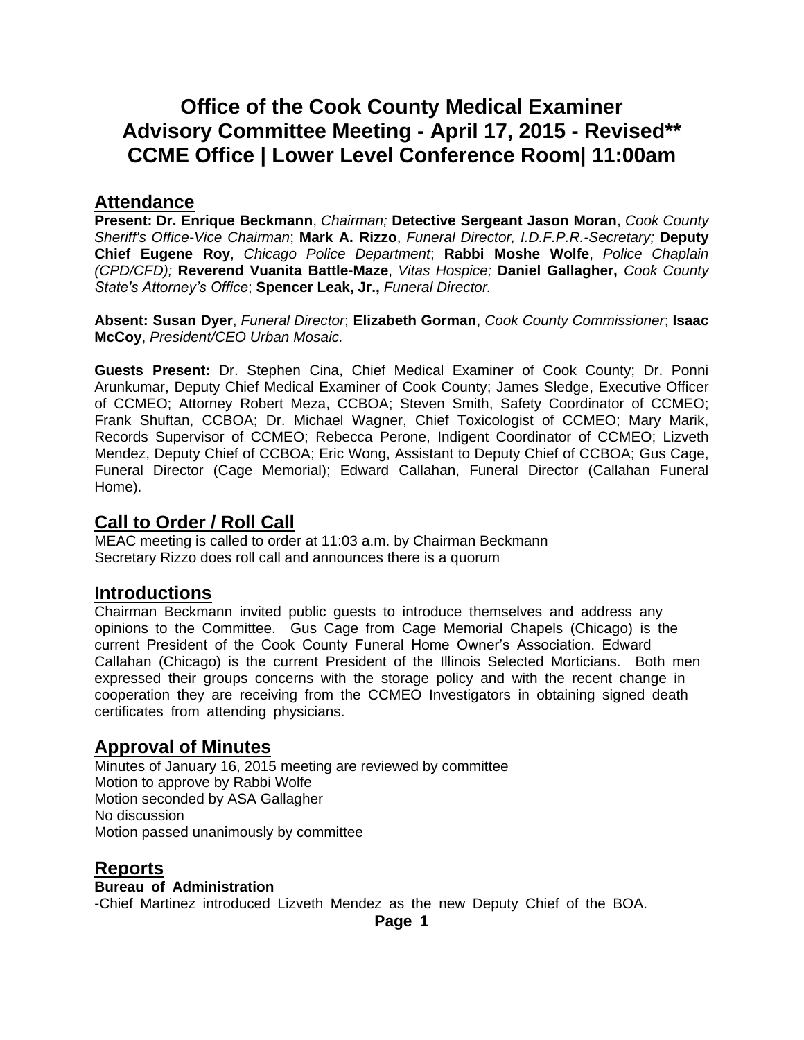# Office of the Cook County Medical Examiner
# Advisory Committee Meeting - April 17, 2015 - Revised**
# CCME Office | Lower Level Conference Room| 11:00am

## Attendance

**Present: Dr. Enrique Beckmann**, *Chairman;* **Detective Sergeant Jason Moran**, *Cook County Sheriff's Office-Vice Chairman*; **Mark A. Rizzo**, *Funeral Director, I.D.F.P.R.-Secretary;* **Deputy Chief Eugene Roy**, *Chicago Police Department*; **Rabbi Moshe Wolfe**, *Police Chaplain (CPD/CFD);* **Reverend Vuanita Battle-Maze**, *Vitas Hospice;* **Daniel Gallagher,** *Cook County State's Attorney's Office*; **Spencer Leak, Jr.,** *Funeral Director.*

**Absent: Susan Dyer**, *Funeral Director*; **Elizabeth Gorman**, *Cook County Commissioner*; **Isaac McCoy**, *President/CEO Urban Mosaic.*

**Guests Present:** Dr. Stephen Cina, Chief Medical Examiner of Cook County; Dr. Ponni Arunkumar, Deputy Chief Medical Examiner of Cook County; James Sledge, Executive Officer of CCMEO; Attorney Robert Meza, CCBOA; Steven Smith, Safety Coordinator of CCMEO; Frank Shuftan, CCBOA; Dr. Michael Wagner, Chief Toxicologist of CCMEO; Mary Marik, Records Supervisor of CCMEO; Rebecca Perone, Indigent Coordinator of CCMEO; Lizveth Mendez, Deputy Chief of CCBOA; Eric Wong, Assistant to Deputy Chief of CCBOA; Gus Cage, Funeral Director (Cage Memorial); Edward Callahan, Funeral Director (Callahan Funeral Home).

## Call to Order / Roll Call

MEAC meeting is called to order at 11:03 a.m. by Chairman Beckmann
Secretary Rizzo does roll call and announces there is a quorum

## Introductions

Chairman Beckmann invited public guests to introduce themselves and address any opinions to the Committee. Gus Cage from Cage Memorial Chapels (Chicago) is the current President of the Cook County Funeral Home Owner's Association. Edward Callahan (Chicago) is the current President of the Illinois Selected Morticians. Both men expressed their groups concerns with the storage policy and with the recent change in cooperation they are receiving from the CCMEO Investigators in obtaining signed death certificates from attending physicians.

## Approval of Minutes

Minutes of January 16, 2015 meeting are reviewed by committee
Motion to approve by Rabbi Wolfe
Motion seconded by ASA Gallagher
No discussion
Motion passed unanimously by committee

## Reports

**Bureau of Administration**

-Chief Martinez introduced Lizveth Mendez as the new Deputy Chief of the BOA.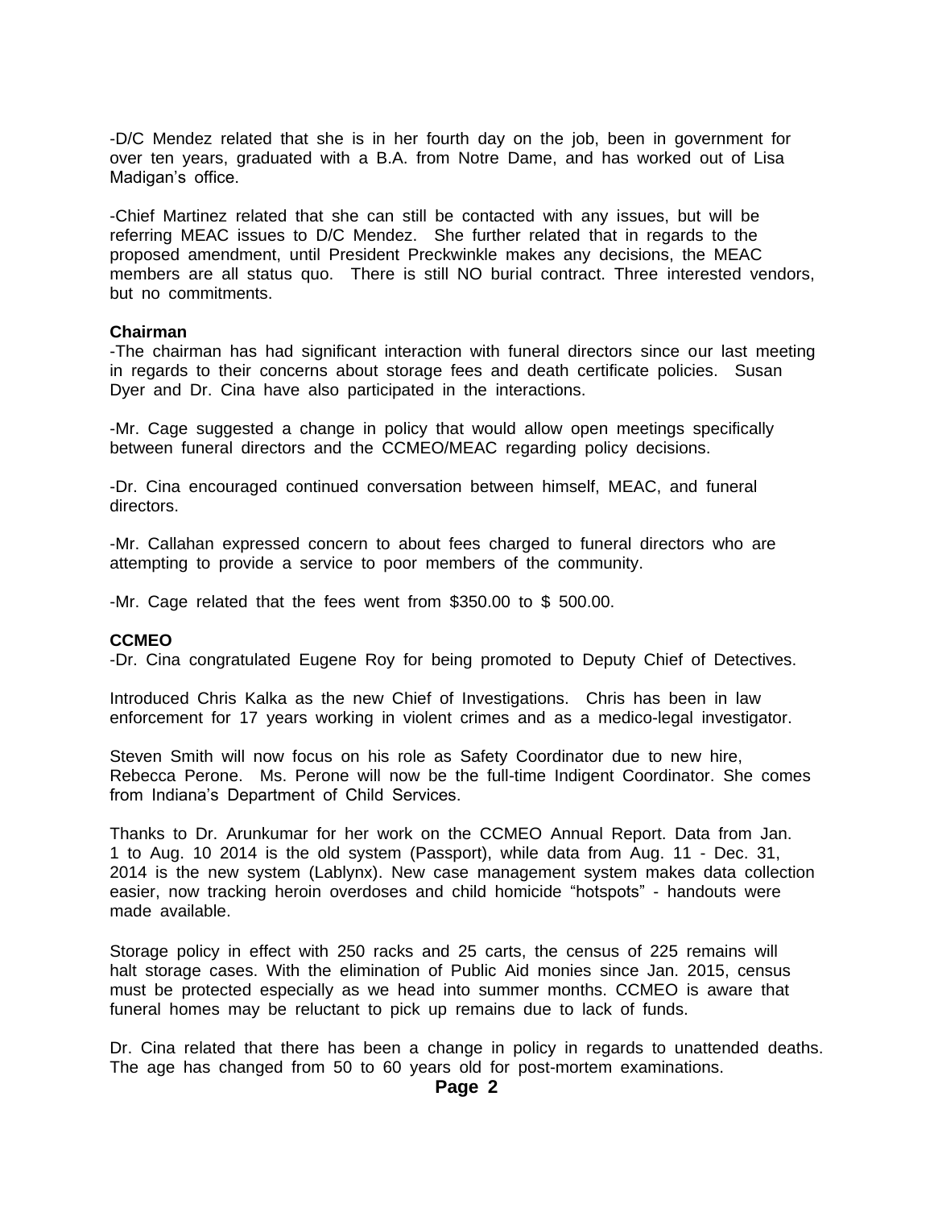-D/C Mendez related that she is in her fourth day on the job, been in government for over ten years, graduated with a B.A. from Notre Dame, and has worked out of Lisa Madigan's office.

-Chief Martinez related that she can still be contacted with any issues, but will be referring MEAC issues to D/C Mendez. She further related that in regards to the proposed amendment, until President Preckwinkle makes any decisions, the MEAC members are all status quo. There is still NO burial contract. Three interested vendors, but no commitments.

**Chairman**

-The chairman has had significant interaction with funeral directors since our last meeting in regards to their concerns about storage fees and death certificate policies. Susan Dyer and Dr. Cina have also participated in the interactions.

-Mr. Cage suggested a change in policy that would allow open meetings specifically between funeral directors and the CCMEO/MEAC regarding policy decisions.

-Dr. Cina encouraged continued conversation between himself, MEAC, and funeral directors.

-Mr. Callahan expressed concern to about fees charged to funeral directors who are attempting to provide a service to poor members of the community.

-Mr. Cage related that the fees went from $350.00 to $ 500.00.

**CCMEO**

-Dr. Cina congratulated Eugene Roy for being promoted to Deputy Chief of Detectives.

Introduced Chris Kalka as the new Chief of Investigations. Chris has been in law enforcement for 17 years working in violent crimes and as a medico-legal investigator.

Steven Smith will now focus on his role as Safety Coordinator due to new hire, Rebecca Perone. Ms. Perone will now be the full-time Indigent Coordinator. She comes from Indiana's Department of Child Services.

Thanks to Dr. Arunkumar for her work on the CCMEO Annual Report. Data from Jan. 1 to Aug. 10 2014 is the old system (Passport), while data from Aug. 11 - Dec. 31, 2014 is the new system (Lablynx). New case management system makes data collection easier, now tracking heroin overdoses and child homicide "hotspots" - handouts were made available.

Storage policy in effect with 250 racks and 25 carts, the census of 225 remains will halt storage cases. With the elimination of Public Aid monies since Jan. 2015, census must be protected especially as we head into summer months. CCMEO is aware that funeral homes may be reluctant to pick up remains due to lack of funds.

Dr. Cina related that there has been a change in policy in regards to unattended deaths. The age has changed from 50 to 60 years old for post-mortem examinations.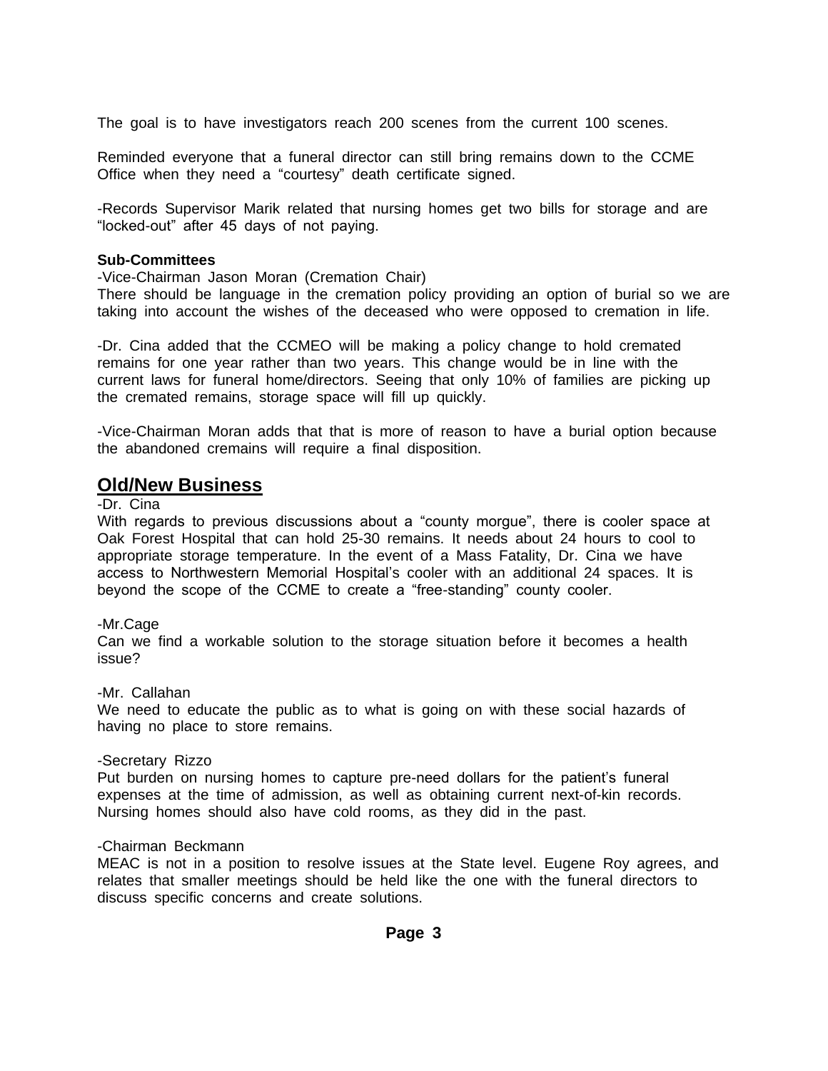The goal is to have investigators reach 200 scenes from the current 100 scenes.

Reminded everyone that a funeral director can still bring remains down to the CCME Office when they need a "courtesy" death certificate signed.

-Records Supervisor Marik related that nursing homes get two bills for storage and are "locked-out" after 45 days of not paying.

**Sub-Committees**

-Vice-Chairman Jason Moran (Cremation Chair)
There should be language in the cremation policy providing an option of burial so we are taking into account the wishes of the deceased who were opposed to cremation in life.

-Dr. Cina added that the CCMEO will be making a policy change to hold cremated remains for one year rather than two years. This change would be in line with the current laws for funeral home/directors. Seeing that only 10% of families are picking up the cremated remains, storage space will fill up quickly.

-Vice-Chairman Moran adds that that is more of reason to have a burial option because the abandoned cremains will require a final disposition.

## Old/New Business

-Dr. Cina
With regards to previous discussions about a "county morgue", there is cooler space at Oak Forest Hospital that can hold 25-30 remains. It needs about 24 hours to cool to appropriate storage temperature. In the event of a Mass Fatality, Dr. Cina we have access to Northwestern Memorial Hospital's cooler with an additional 24 spaces. It is beyond the scope of the CCME to create a "free-standing" county cooler.

-Mr.Cage
Can we find a workable solution to the storage situation before it becomes a health issue?

-Mr. Callahan
We need to educate the public as to what is going on with these social hazards of having no place to store remains.

-Secretary Rizzo
Put burden on nursing homes to capture pre-need dollars for the patient's funeral expenses at the time of admission, as well as obtaining current next-of-kin records. Nursing homes should also have cold rooms, as they did in the past.

-Chairman Beckmann
MEAC is not in a position to resolve issues at the State level. Eugene Roy agrees, and relates that smaller meetings should be held like the one with the funeral directors to discuss specific concerns and create solutions.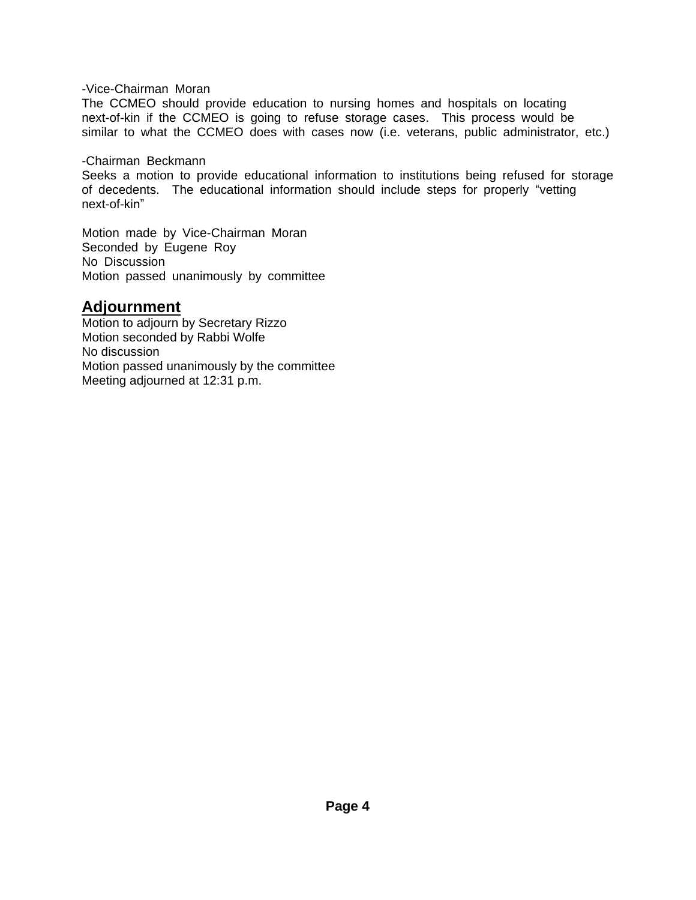-Vice-Chairman Moran
The CCMEO should provide education to nursing homes and hospitals on locating next-of-kin if the CCMEO is going to refuse storage cases. This process would be similar to what the CCMEO does with cases now (i.e. veterans, public administrator, etc.)

-Chairman Beckmann
Seeks a motion to provide educational information to institutions being refused for storage of decedents. The educational information should include steps for properly "vetting next-of-kin"

Motion made by Vice-Chairman Moran
Seconded by Eugene Roy
No Discussion
Motion passed unanimously by committee

## Adjournment

Motion to adjourn by Secretary Rizzo
Motion seconded by Rabbi Wolfe
No discussion
Motion passed unanimously by the committee
Meeting adjourned at 12:31 p.m.